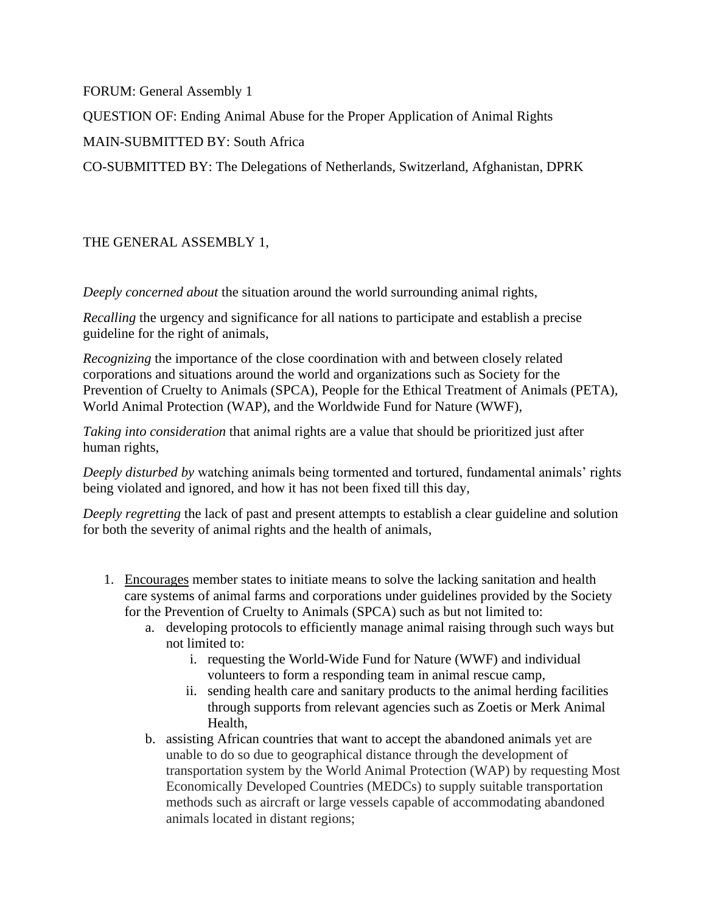FORUM: General Assembly 1

QUESTION OF: Ending Animal Abuse for the Proper Application of Animal Rights

MAIN-SUBMITTED BY: South Africa

CO-SUBMITTED BY: The Delegations of Netherlands, Switzerland, Afghanistan, DPRK

THE GENERAL ASSEMBLY 1,

*Deeply concerned about* the situation around the world surrounding animal rights,

*Recalling* the urgency and significance for all nations to participate and establish a precise guideline for the right of animals,

*Recognizing* the importance of the close coordination with and between closely related corporations and situations around the world and organizations such as Society for the Prevention of Cruelty to Animals (SPCA), People for the Ethical Treatment of Animals (PETA), World Animal Protection (WAP), and the Worldwide Fund for Nature (WWF),

*Taking into consideration* that animal rights are a value that should be prioritized just after human rights,

*Deeply disturbed by* watching animals being tormented and tortured, fundamental animals' rights being violated and ignored, and how it has not been fixed till this day,

*Deeply regretting* the lack of past and present attempts to establish a clear guideline and solution for both the severity of animal rights and the health of animals,

1. <u>Encourages</u> member states to initiate means to solve the lacking sanitation and health care systems of animal farms and corporations under guidelines provided by the Society for the Prevention of Cruelty to Animals (SPCA) such as but not limited to:
    a. developing protocols to efficiently manage animal raising through such ways but not limited to:
        i. requesting the World-Wide Fund for Nature (WWF) and individual volunteers to form a responding team in animal rescue camp,
        ii. sending health care and sanitary products to the animal herding facilities through supports from relevant agencies such as Zoetis or Merk Animal Health,
    b. assisting African countries that want to accept the abandoned animals yet are unable to do so due to geographical distance through the development of transportation system by the World Animal Protection (WAP) by requesting Most Economically Developed Countries (MEDCs) to supply suitable transportation methods such as aircraft or large vessels capable of accommodating abandoned animals located in distant regions;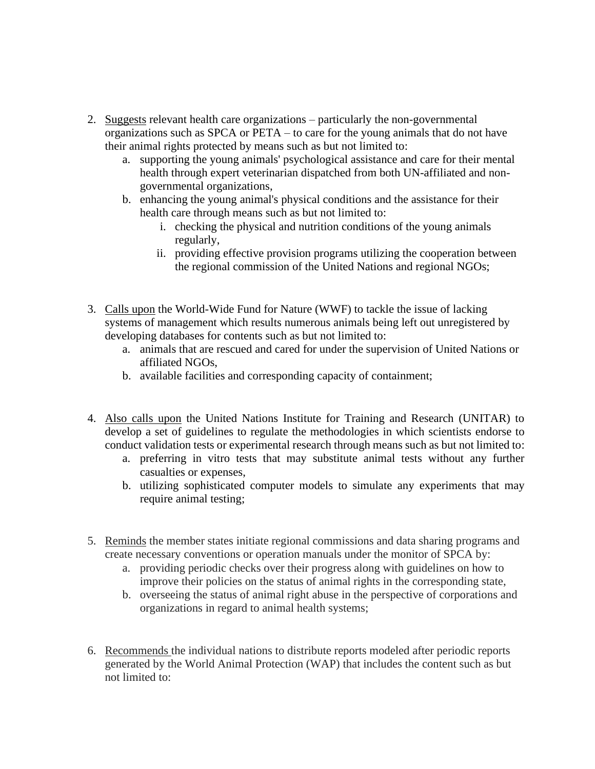2. <u>Suggests</u> relevant health care organizations – particularly the non-governmental organizations such as SPCA or PETA – to care for the young animals that do not have their animal rights protected by means such as but not limited to:
    a. supporting the young animals' psychological assistance and care for their mental health through expert veterinarian dispatched from both UN-affiliated and non-governmental organizations,
    b. enhancing the young animal's physical conditions and the assistance for their health care through means such as but not limited to:
        i. checking the physical and nutrition conditions of the young animals regularly,
        ii. providing effective provision programs utilizing the cooperation between the regional commission of the United Nations and regional NGOs;

3. <u>Calls upon</u> the World-Wide Fund for Nature (WWF) to tackle the issue of lacking systems of management which results numerous animals being left out unregistered by developing databases for contents such as but not limited to:
    a. animals that are rescued and cared for under the supervision of United Nations or affiliated NGOs,
    b. available facilities and corresponding capacity of containment;

4. <u>Also calls upon</u> the United Nations Institute for Training and Research (UNITAR) to develop a set of guidelines to regulate the methodologies in which scientists endorse to conduct validation tests or experimental research through means such as but not limited to:
    a. preferring in vitro tests that may substitute animal tests without any further casualties or expenses,
    b. utilizing sophisticated computer models to simulate any experiments that may require animal testing;

5. <u>Reminds</u> the member states initiate regional commissions and data sharing programs and create necessary conventions or operation manuals under the monitor of SPCA by:
    a. providing periodic checks over their progress along with guidelines on how to improve their policies on the status of animal rights in the corresponding state,
    b. overseeing the status of animal right abuse in the perspective of corporations and organizations in regard to animal health systems;

6. <u>Recommends</u> the individual nations to distribute reports modeled after periodic reports generated by the World Animal Protection (WAP) that includes the content such as but not limited to: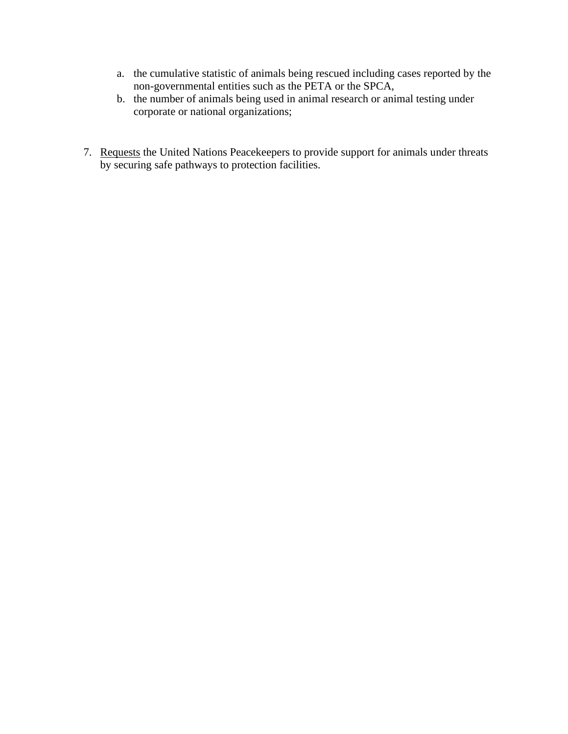a. the cumulative statistic of animals being rescued including cases reported by the non-governmental entities such as the PETA or the SPCA,
b. the number of animals being used in animal research or animal testing under corporate or national organizations;

7. Requests the United Nations Peacekeepers to provide support for animals under threats by securing safe pathways to protection facilities.